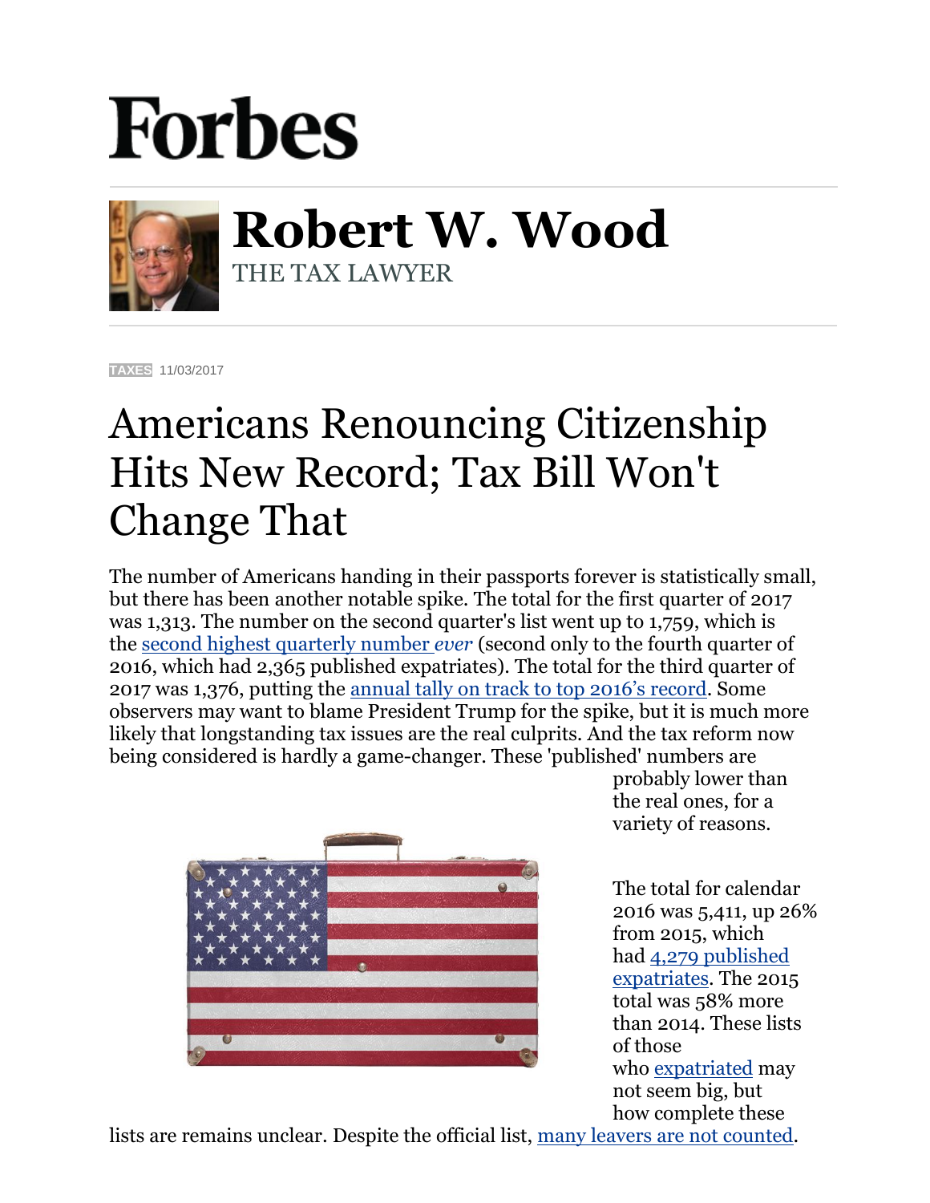Forbes

**Robert W. Wood**
THE TAX LAWYER

TAXES 11/03/2017

# Americans Renouncing Citizenship Hits New Record; Tax Bill Won't Change That

The number of Americans handing in their passports forever is statistically small, but there has been another notable spike. The total for the first quarter of 2017 was 1,313. The number on the second quarter's list went up to 1,759, which is the second highest quarterly number *ever* (second only to the fourth quarter of 2016, which had 2,365 published expatriates). The total for the third quarter of 2017 was 1,376, putting the annual tally on track to top 2016's record. Some observers may want to blame President Trump for the spike, but it is much more likely that longstanding tax issues are the real culprits. And the tax reform now being considered is hardly a game-changer. These 'published' numbers are probably lower than the real ones, for a variety of reasons.

The total for calendar 2016 was 5,411, up 26% from 2015, which had 4,279 published expatriates. The 2015 total was 58% more than 2014. These lists of those who expatriated may not seem big, but how complete these lists are remains unclear. Despite the official list, many leavers are not counted.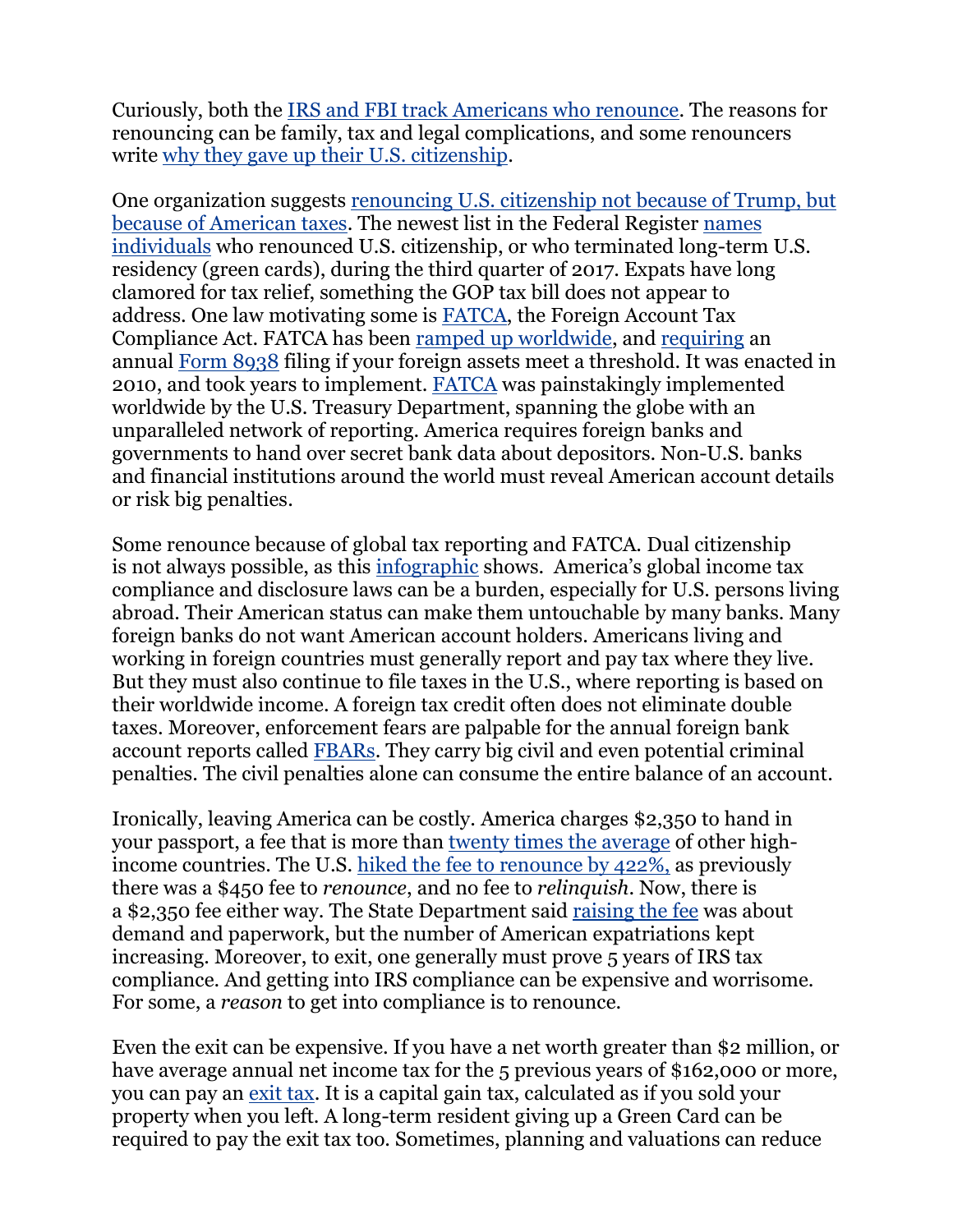Curiously, both the IRS and FBI track Americans who renounce. The reasons for renouncing can be family, tax and legal complications, and some renouncers write why they gave up their U.S. citizenship.

One organization suggests renouncing U.S. citizenship not because of Trump, but because of American taxes. The newest list in the Federal Register names individuals who renounced U.S. citizenship, or who terminated long-term U.S. residency (green cards), during the third quarter of 2017. Expats have long clamored for tax relief, something the GOP tax bill does not appear to address. One law motivating some is FATCA, the Foreign Account Tax Compliance Act. FATCA has been ramped up worldwide, and requiring an annual Form 8938 filing if your foreign assets meet a threshold. It was enacted in 2010, and took years to implement. FATCA was painstakingly implemented worldwide by the U.S. Treasury Department, spanning the globe with an unparalleled network of reporting. America requires foreign banks and governments to hand over secret bank data about depositors. Non-U.S. banks and financial institutions around the world must reveal American account details or risk big penalties.

Some renounce because of global tax reporting and FATCA. Dual citizenship is not always possible, as this infographic shows. America's global income tax compliance and disclosure laws can be a burden, especially for U.S. persons living abroad. Their American status can make them untouchable by many banks. Many foreign banks do not want American account holders. Americans living and working in foreign countries must generally report and pay tax where they live. But they must also continue to file taxes in the U.S., where reporting is based on their worldwide income. A foreign tax credit often does not eliminate double taxes. Moreover, enforcement fears are palpable for the annual foreign bank account reports called FBARs. They carry big civil and even potential criminal penalties. The civil penalties alone can consume the entire balance of an account.

Ironically, leaving America can be costly. America charges $2,350 to hand in your passport, a fee that is more than twenty times the average of other high-income countries. The U.S. hiked the fee to renounce by 422%, as previously there was a $450 fee to *renounce*, and no fee to *relinquish*. Now, there is a $2,350 fee either way. The State Department said raising the fee was about demand and paperwork, but the number of American expatriations kept increasing. Moreover, to exit, one generally must prove 5 years of IRS tax compliance. And getting into IRS compliance can be expensive and worrisome. For some, a *reason* to get into compliance is to renounce.

Even the exit can be expensive. If you have a net worth greater than $2 million, or have average annual net income tax for the 5 previous years of $162,000 or more, you can pay an exit tax. It is a capital gain tax, calculated as if you sold your property when you left. A long-term resident giving up a Green Card can be required to pay the exit tax too. Sometimes, planning and valuations can reduce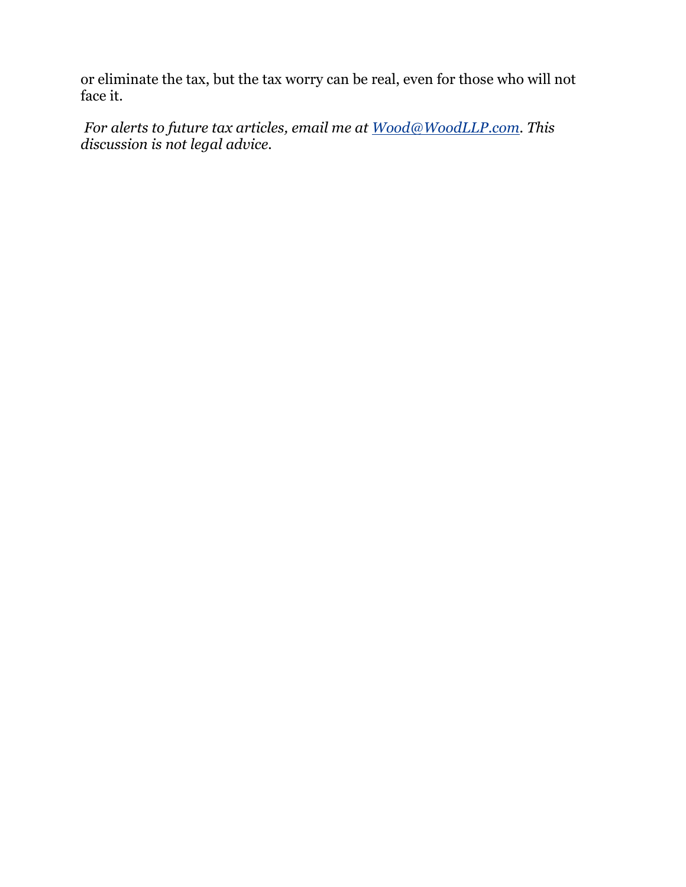or eliminate the tax, but the tax worry can be real, even for those who will not face it.

*For alerts to future tax articles, email me at [Wood@WoodLLP.com](mailto:Wood@WoodLLP.com). This discussion is not legal advice.*